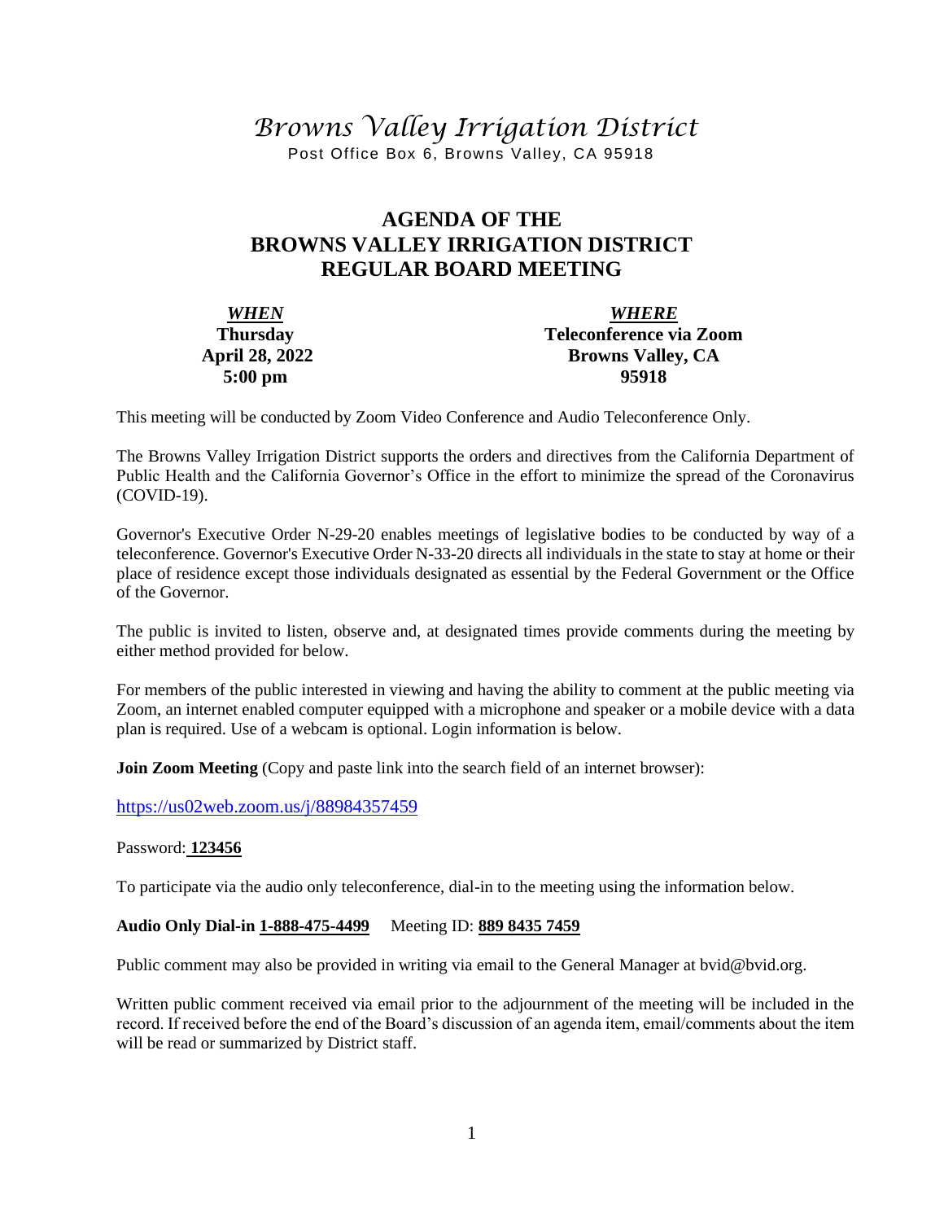# *Browns Valley Irrigation District*

Post Office Box 6, Browns Valley, CA 95918

## AGENDA OF THE BROWNS VALLEY IRRIGATION DISTRICT REGULAR BOARD MEETING

| ***WHEN*** | ***WHERE*** |
|---|---|
| **Thursday** | **Teleconference via Zoom** |
| **April 28, 2022** | **Browns Valley, CA** |
| **5:00 pm** | **95918** |

This meeting will be conducted by Zoom Video Conference and Audio Teleconference Only.

The Browns Valley Irrigation District supports the orders and directives from the California Department of Public Health and the California Governor's Office in the effort to minimize the spread of the Coronavirus (COVID-19).

Governor's Executive Order N-29-20 enables meetings of legislative bodies to be conducted by way of a teleconference. Governor's Executive Order N-33-20 directs all individuals in the state to stay at home or their place of residence except those individuals designated as essential by the Federal Government or the Office of the Governor.

The public is invited to listen, observe and, at designated times provide comments during the meeting by either method provided for below.

For members of the public interested in viewing and having the ability to comment at the public meeting via Zoom, an internet enabled computer equipped with a microphone and speaker or a mobile device with a data plan is required. Use of a webcam is optional. Login information is below.

**Join Zoom Meeting** (Copy and paste link into the search field of an internet browser):

https://us02web.zoom.us/j/88984357459

Password: **123456**

To participate via the audio only teleconference, dial-in to the meeting using the information below.

**Audio Only Dial-in 1-888-475-4499** Meeting ID: **889 8435 7459**

Public comment may also be provided in writing via email to the General Manager at bvid@bvid.org.

Written public comment received via email prior to the adjournment of the meeting will be included in the record. If received before the end of the Board's discussion of an agenda item, email/comments about the item will be read or summarized by District staff.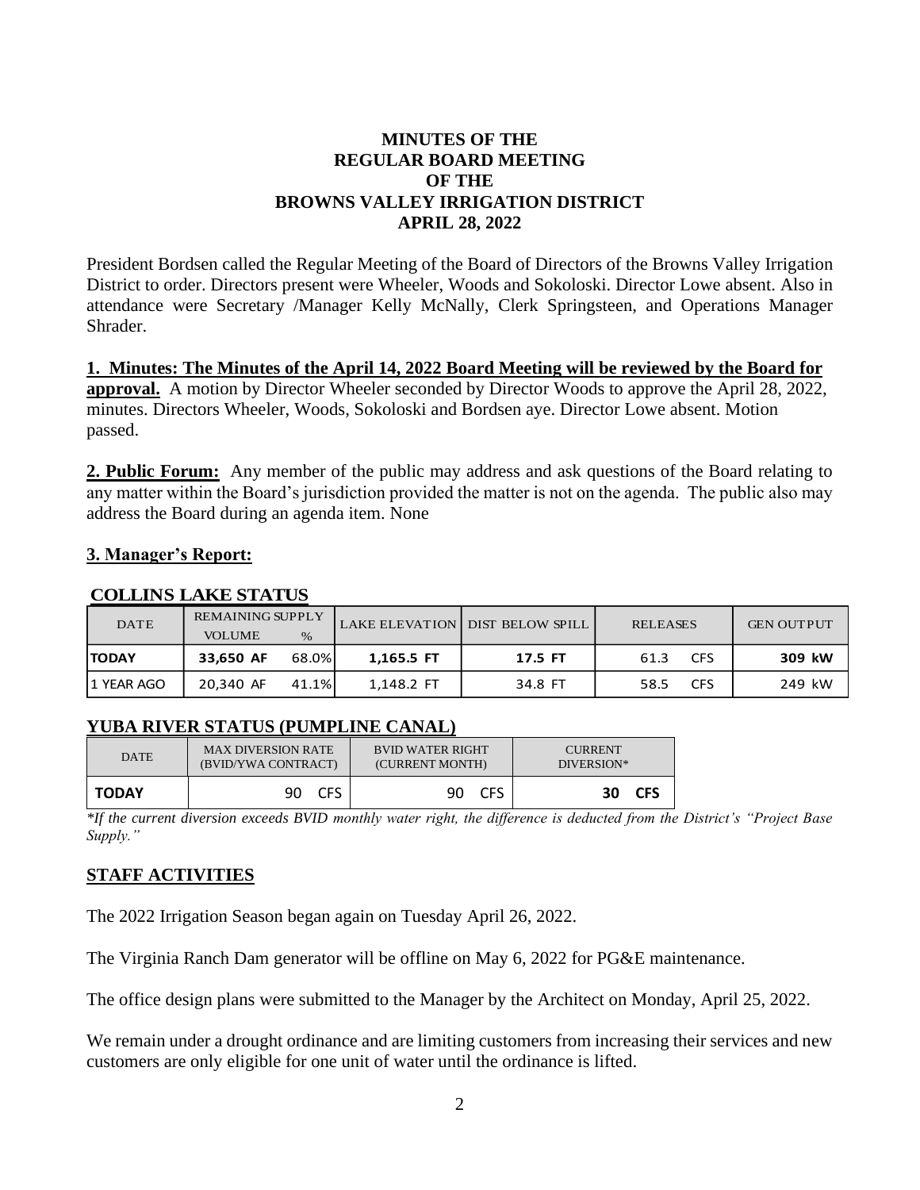# MINUTES OF THE REGULAR BOARD MEETING OF THE BROWNS VALLEY IRRIGATION DISTRICT APRIL 28, 2022

President Bordsen called the Regular Meeting of the Board of Directors of the Browns Valley Irrigation District to order. Directors present were Wheeler, Woods and Sokoloski. Director Lowe absent. Also in attendance were Secretary /Manager Kelly McNally, Clerk Springsteen, and Operations Manager Shrader.

**1. Minutes: The Minutes of the April 14, 2022 Board Meeting will be reviewed by the Board for approval.** A motion by Director Wheeler seconded by Director Woods to approve the April 28, 2022, minutes. Directors Wheeler, Woods, Sokoloski and Bordsen aye. Director Lowe absent. Motion passed.

**2. Public Forum:** Any member of the public may address and ask questions of the Board relating to any matter within the Board's jurisdiction provided the matter is not on the agenda. The public also may address the Board during an agenda item. None

**3. Manager's Report:**

**COLLINS LAKE STATUS**

| DATE | REMAINING SUPPLY VOLUME | % | LAKE ELEVATION | DIST BELOW SPILL | RELEASES | GEN OUTPUT |
|---|---|---|---|---|---|---|
| **TODAY** | **33,650 AF** | **68.0%** | **1,165.5 FT** | **17.5 FT** | 61.3 CFS | **309 kW** |
| 1 YEAR AGO | 20,340 AF | 41.1% | 1,148.2 FT | 34.8 FT | 58.5 CFS | 249 kW |

**YUBA RIVER STATUS (PUMPLINE CANAL)**

| DATE | MAX DIVERSION RATE (BVID/YWA CONTRACT) | BVID WATER RIGHT (CURRENT MONTH) | CURRENT DIVERSION* |
|---|---|---|---|
| **TODAY** | 90 CFS | 90 CFS | **30 CFS** |

*\*If the current diversion exceeds BVID monthly water right, the difference is deducted from the District's "Project Base Supply."*

**STAFF ACTIVITIES**

The 2022 Irrigation Season began again on Tuesday April 26, 2022.

The Virginia Ranch Dam generator will be offline on May 6, 2022 for PG&E maintenance.

The office design plans were submitted to the Manager by the Architect on Monday, April 25, 2022.

We remain under a drought ordinance and are limiting customers from increasing their services and new customers are only eligible for one unit of water until the ordinance is lifted.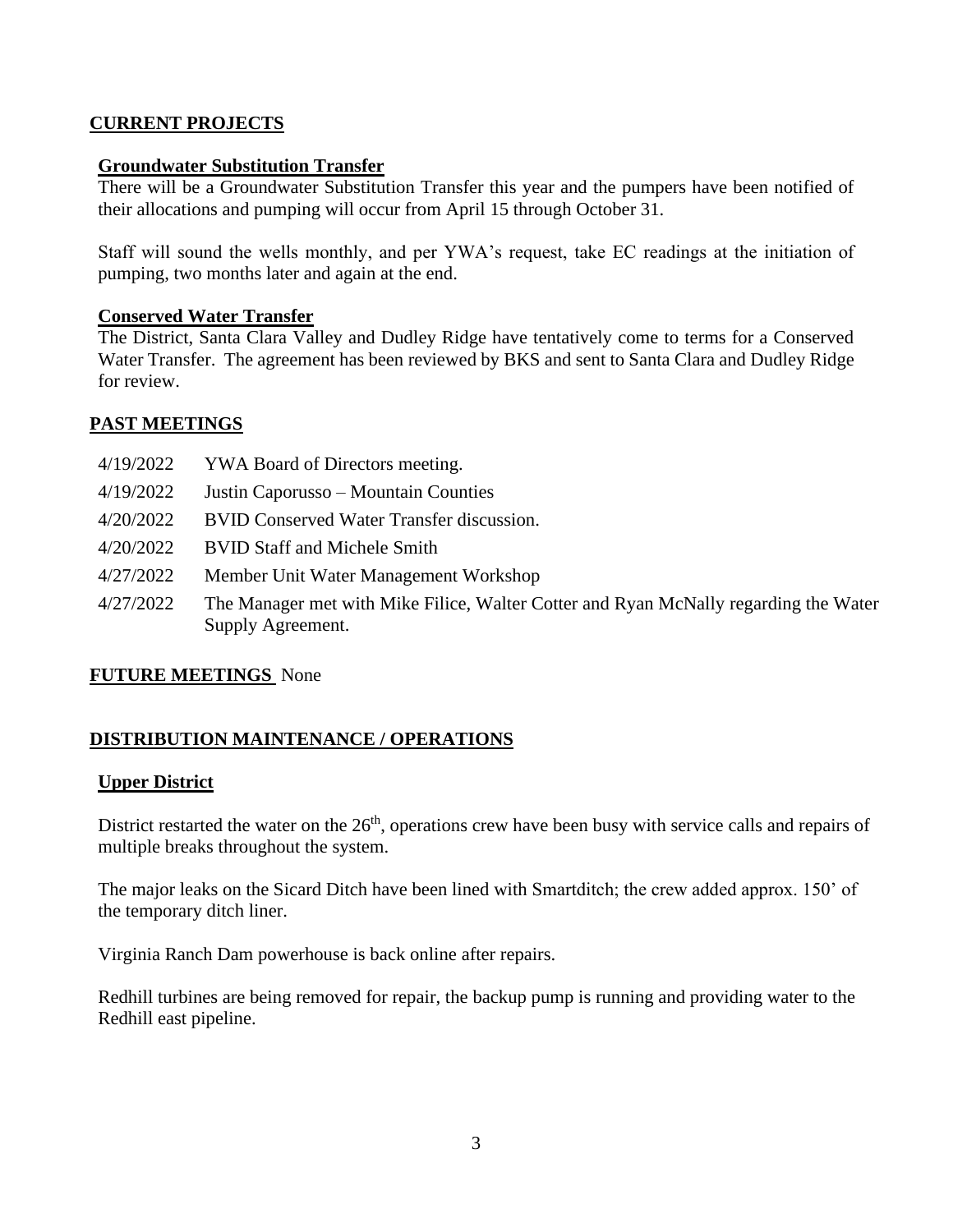## CURRENT PROJECTS

### Groundwater Substitution Transfer

There will be a Groundwater Substitution Transfer this year and the pumpers have been notified of their allocations and pumping will occur from April 15 through October 31.

Staff will sound the wells monthly, and per YWA's request, take EC readings at the initiation of pumping, two months later and again at the end.

### Conserved Water Transfer

The District, Santa Clara Valley and Dudley Ridge have tentatively come to terms for a Conserved Water Transfer. The agreement has been reviewed by BKS and sent to Santa Clara and Dudley Ridge for review.

## PAST MEETINGS

| | |
|---|---|
| 4/19/2022 | YWA Board of Directors meeting. |
| 4/19/2022 | Justin Caporusso – Mountain Counties |
| 4/20/2022 | BVID Conserved Water Transfer discussion. |
| 4/20/2022 | BVID Staff and Michele Smith |
| 4/27/2022 | Member Unit Water Management Workshop |
| 4/27/2022 | The Manager met with Mike Filice, Walter Cotter and Ryan McNally regarding the Water Supply Agreement. |

## FUTURE MEETINGS None

## DISTRIBUTION MAINTENANCE / OPERATIONS

### Upper District

District restarted the water on the 26th, operations crew have been busy with service calls and repairs of multiple breaks throughout the system.

The major leaks on the Sicard Ditch have been lined with Smartditch; the crew added approx. 150' of the temporary ditch liner.

Virginia Ranch Dam powerhouse is back online after repairs.

Redhill turbines are being removed for repair, the backup pump is running and providing water to the Redhill east pipeline.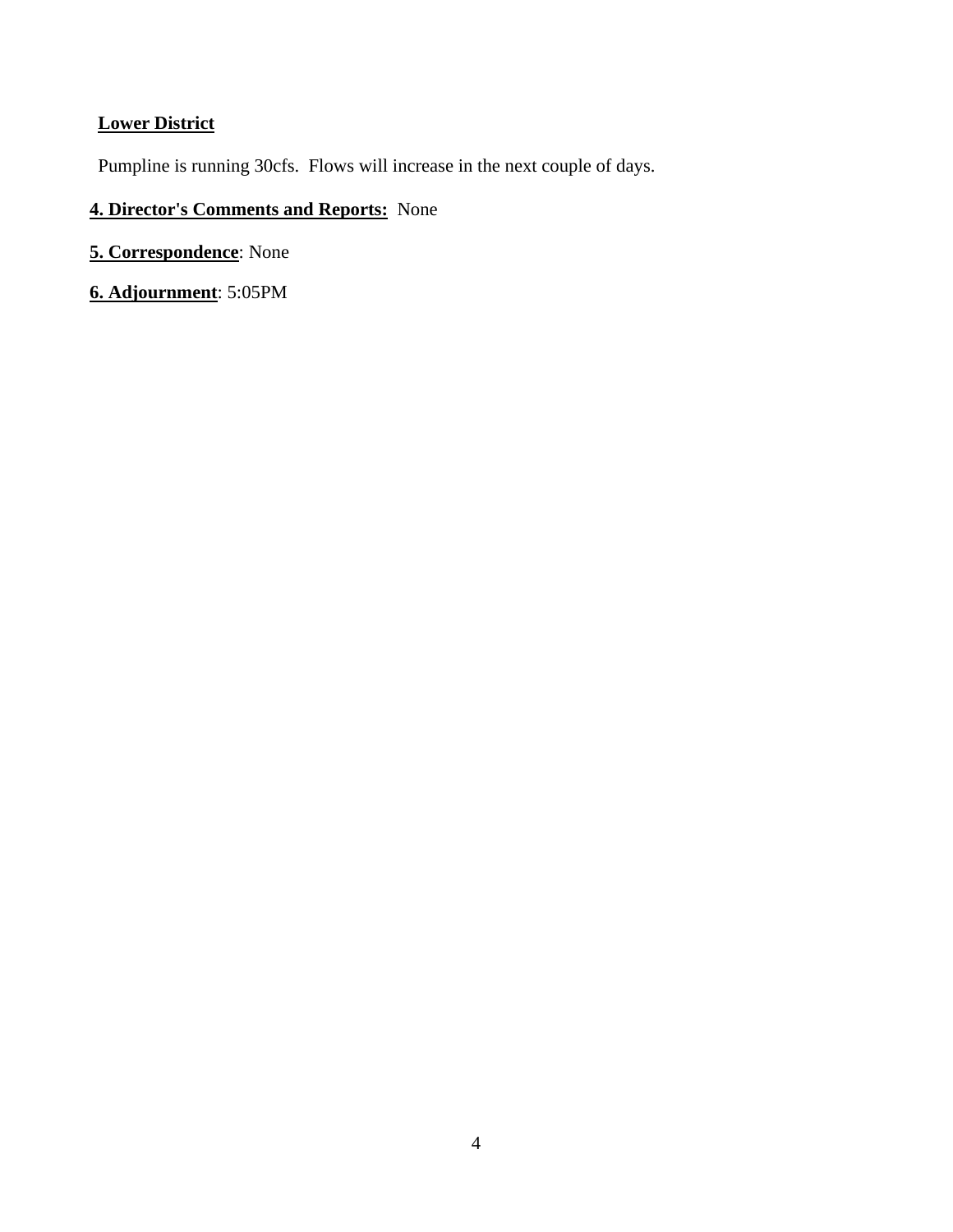**Lower District**

Pumpline is running 30cfs.  Flows will increase in the next couple of days.

**4. Director's Comments and Reports:**  None

**5. Correspondence**: None

**6. Adjournment**: 5:05PM